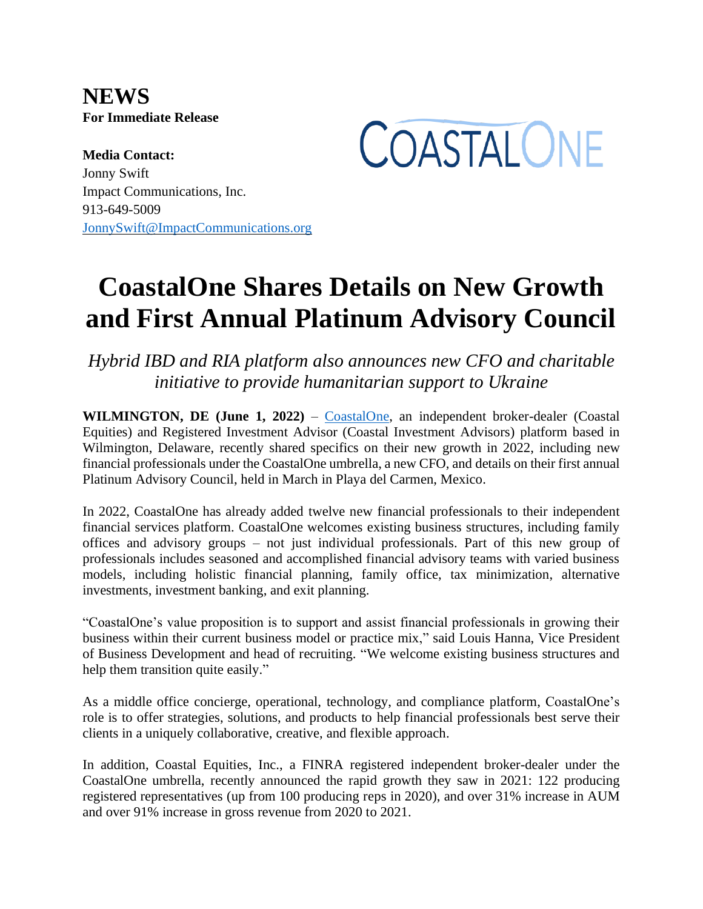# NEWS

**For Immediate Release**

**Media Contact:**
Jonny Swift
Impact Communications, Inc.
913-649-5009
JonnySwift@ImpactCommunications.org

COASTALONE

# CoastalOne Shares Details on New Growth and First Annual Platinum Advisory Council

*Hybrid IBD and RIA platform also announces new CFO and charitable initiative to provide humanitarian support to Ukraine*

**WILMINGTON, DE (June 1, 2022)** – CoastalOne, an independent broker-dealer (Coastal Equities) and Registered Investment Advisor (Coastal Investment Advisors) platform based in Wilmington, Delaware, recently shared specifics on their new growth in 2022, including new financial professionals under the CoastalOne umbrella, a new CFO, and details on their first annual Platinum Advisory Council, held in March in Playa del Carmen, Mexico.

In 2022, CoastalOne has already added twelve new financial professionals to their independent financial services platform. CoastalOne welcomes existing business structures, including family offices and advisory groups – not just individual professionals. Part of this new group of professionals includes seasoned and accomplished financial advisory teams with varied business models, including holistic financial planning, family office, tax minimization, alternative investments, investment banking, and exit planning.

"CoastalOne's value proposition is to support and assist financial professionals in growing their business within their current business model or practice mix," said Louis Hanna, Vice President of Business Development and head of recruiting. "We welcome existing business structures and help them transition quite easily."

As a middle office concierge, operational, technology, and compliance platform, CoastalOne's role is to offer strategies, solutions, and products to help financial professionals best serve their clients in a uniquely collaborative, creative, and flexible approach.

In addition, Coastal Equities, Inc., a FINRA registered independent broker-dealer under the CoastalOne umbrella, recently announced the rapid growth they saw in 2021: 122 producing registered representatives (up from 100 producing reps in 2020), and over 31% increase in AUM and over 91% increase in gross revenue from 2020 to 2021.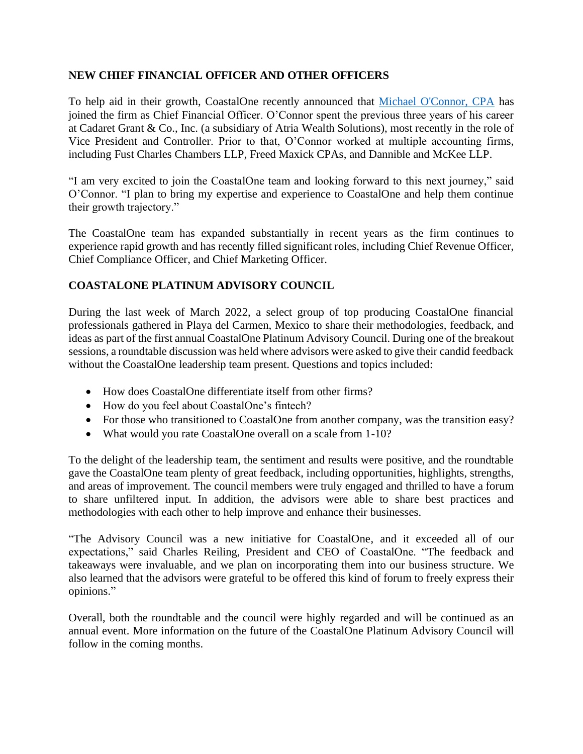## NEW CHIEF FINANCIAL OFFICER AND OTHER OFFICERS

To help aid in their growth, CoastalOne recently announced that Michael O'Connor, CPA has joined the firm as Chief Financial Officer. O'Connor spent the previous three years of his career at Cadaret Grant & Co., Inc. (a subsidiary of Atria Wealth Solutions), most recently in the role of Vice President and Controller. Prior to that, O'Connor worked at multiple accounting firms, including Fust Charles Chambers LLP, Freed Maxick CPAs, and Dannible and McKee LLP.

"I am very excited to join the CoastalOne team and looking forward to this next journey," said O'Connor. "I plan to bring my expertise and experience to CoastalOne and help them continue their growth trajectory."

The CoastalOne team has expanded substantially in recent years as the firm continues to experience rapid growth and has recently filled significant roles, including Chief Revenue Officer, Chief Compliance Officer, and Chief Marketing Officer.

## COASTALONE PLATINUM ADVISORY COUNCIL

During the last week of March 2022, a select group of top producing CoastalOne financial professionals gathered in Playa del Carmen, Mexico to share their methodologies, feedback, and ideas as part of the first annual CoastalOne Platinum Advisory Council. During one of the breakout sessions, a roundtable discussion was held where advisors were asked to give their candid feedback without the CoastalOne leadership team present. Questions and topics included:

- How does CoastalOne differentiate itself from other firms?
- How do you feel about CoastalOne's fintech?
- For those who transitioned to CoastalOne from another company, was the transition easy?
- What would you rate CoastalOne overall on a scale from 1-10?

To the delight of the leadership team, the sentiment and results were positive, and the roundtable gave the CoastalOne team plenty of great feedback, including opportunities, highlights, strengths, and areas of improvement. The council members were truly engaged and thrilled to have a forum to share unfiltered input. In addition, the advisors were able to share best practices and methodologies with each other to help improve and enhance their businesses.

"The Advisory Council was a new initiative for CoastalOne, and it exceeded all of our expectations," said Charles Reiling, President and CEO of CoastalOne. "The feedback and takeaways were invaluable, and we plan on incorporating them into our business structure. We also learned that the advisors were grateful to be offered this kind of forum to freely express their opinions."

Overall, both the roundtable and the council were highly regarded and will be continued as an annual event. More information on the future of the CoastalOne Platinum Advisory Council will follow in the coming months.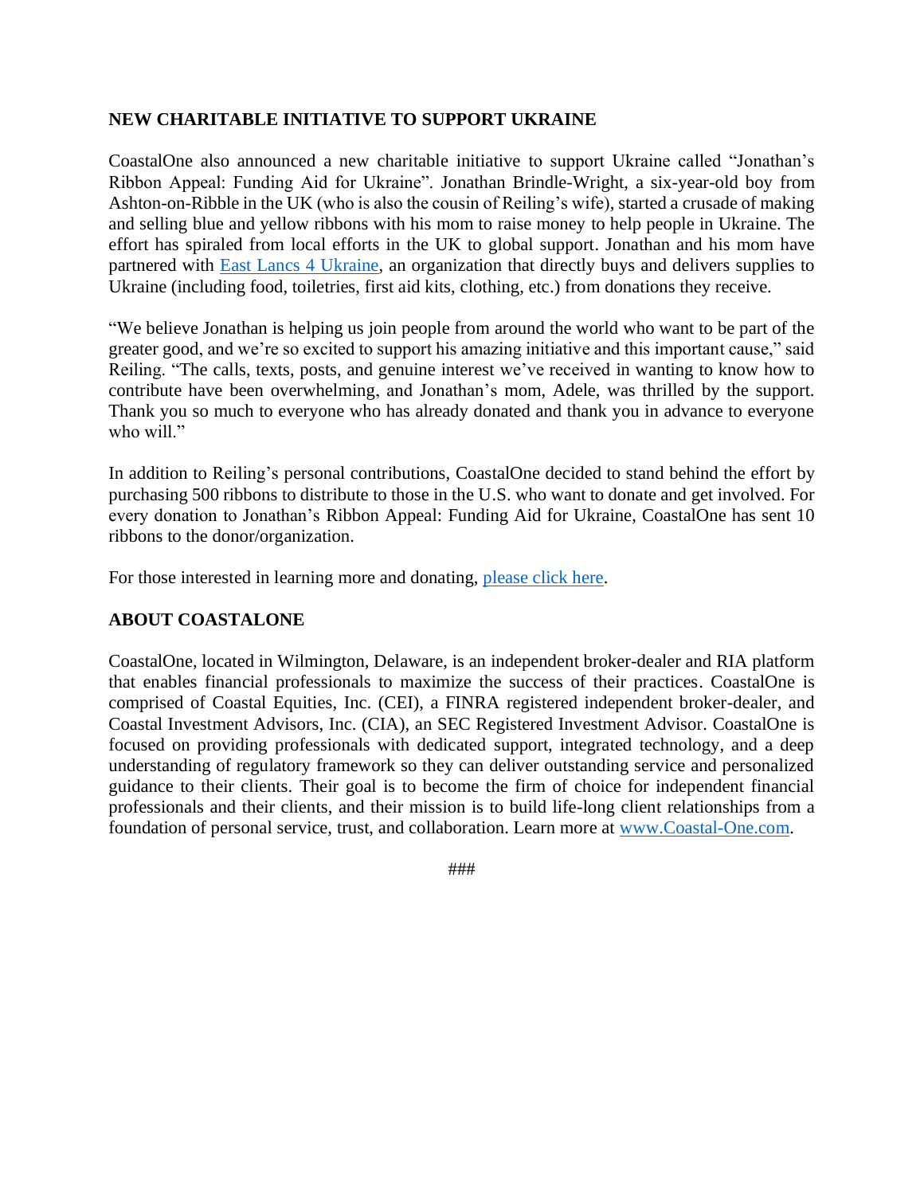**NEW CHARITABLE INITIATIVE TO SUPPORT UKRAINE**

CoastalOne also announced a new charitable initiative to support Ukraine called "Jonathan's Ribbon Appeal: Funding Aid for Ukraine". Jonathan Brindle-Wright, a six-year-old boy from Ashton-on-Ribble in the UK (who is also the cousin of Reiling's wife), started a crusade of making and selling blue and yellow ribbons with his mom to raise money to help people in Ukraine. The effort has spiraled from local efforts in the UK to global support. Jonathan and his mom have partnered with East Lancs 4 Ukraine, an organization that directly buys and delivers supplies to Ukraine (including food, toiletries, first aid kits, clothing, etc.) from donations they receive.

"We believe Jonathan is helping us join people from around the world who want to be part of the greater good, and we're so excited to support his amazing initiative and this important cause," said Reiling. "The calls, texts, posts, and genuine interest we've received in wanting to know how to contribute have been overwhelming, and Jonathan's mom, Adele, was thrilled by the support. Thank you so much to everyone who has already donated and thank you in advance to everyone who will."

In addition to Reiling's personal contributions, CoastalOne decided to stand behind the effort by purchasing 500 ribbons to distribute to those in the U.S. who want to donate and get involved. For every donation to Jonathan's Ribbon Appeal: Funding Aid for Ukraine, CoastalOne has sent 10 ribbons to the donor/organization.

For those interested in learning more and donating, please click here.

**ABOUT COASTALONE**

CoastalOne, located in Wilmington, Delaware, is an independent broker-dealer and RIA platform that enables financial professionals to maximize the success of their practices. CoastalOne is comprised of Coastal Equities, Inc. (CEI), a FINRA registered independent broker-dealer, and Coastal Investment Advisors, Inc. (CIA), an SEC Registered Investment Advisor. CoastalOne is focused on providing professionals with dedicated support, integrated technology, and a deep understanding of regulatory framework so they can deliver outstanding service and personalized guidance to their clients. Their goal is to become the firm of choice for independent financial professionals and their clients, and their mission is to build life-long client relationships from a foundation of personal service, trust, and collaboration. Learn more at www.Coastal-One.com.

###